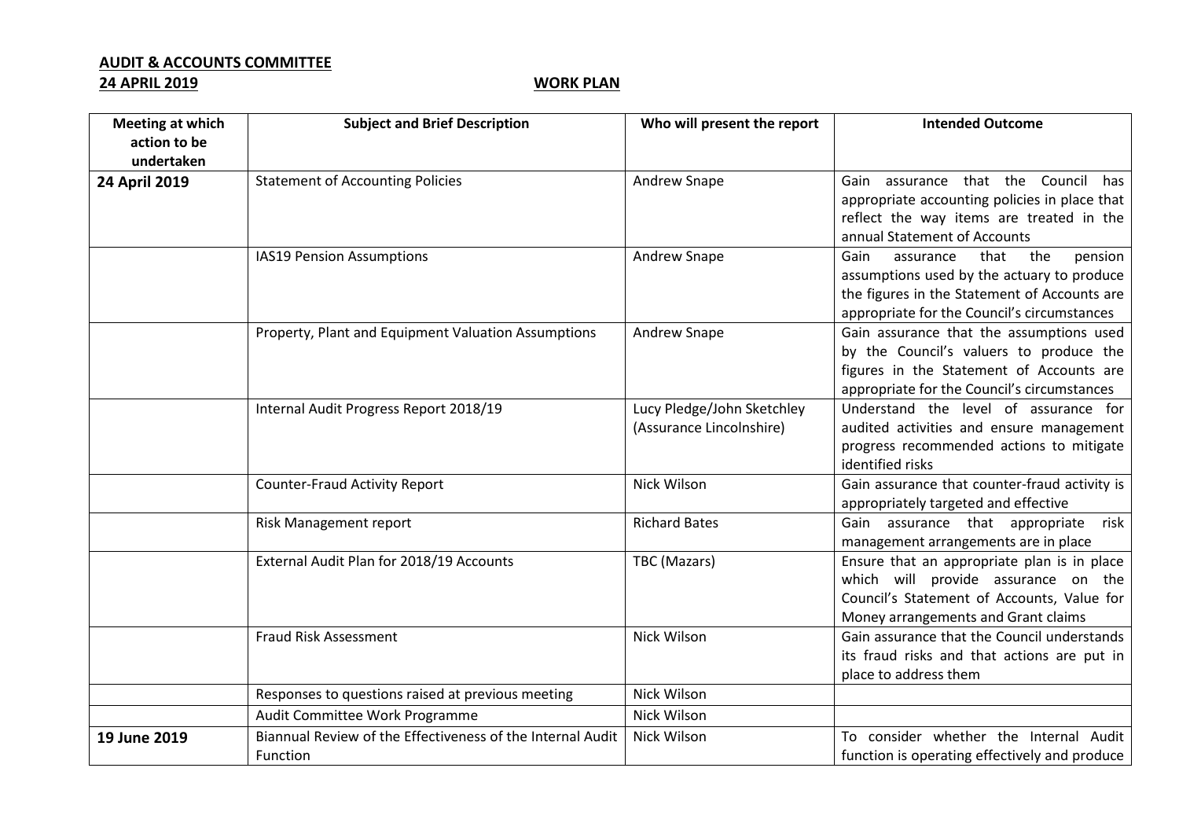**AUDIT & ACCOUNTS COMMITTEE**

**24 APRIL 2019** **WORK PLAN**

| Meeting at which action to be undertaken | Subject and Brief Description | Who will present the report | Intended Outcome |
|---|---|---|---|
| **24 April 2019** | Statement of Accounting Policies | Andrew Snape | Gain assurance that the Council has appropriate accounting policies in place that reflect the way items are treated in the annual Statement of Accounts |
| | IAS19 Pension Assumptions | Andrew Snape | Gain assurance that the pension assumptions used by the actuary to produce the figures in the Statement of Accounts are appropriate for the Council's circumstances |
| | Property, Plant and Equipment Valuation Assumptions | Andrew Snape | Gain assurance that the assumptions used by the Council's valuers to produce the figures in the Statement of Accounts are appropriate for the Council's circumstances |
| | Internal Audit Progress Report 2018/19 | Lucy Pledge/John Sketchley (Assurance Lincolnshire) | Understand the level of assurance for audited activities and ensure management progress recommended actions to mitigate identified risks |
| | Counter-Fraud Activity Report | Nick Wilson | Gain assurance that counter-fraud activity is appropriately targeted and effective |
| | Risk Management report | Richard Bates | Gain assurance that appropriate risk management arrangements are in place |
| | External Audit Plan for 2018/19 Accounts | TBC (Mazars) | Ensure that an appropriate plan is in place which will provide assurance on the Council's Statement of Accounts, Value for Money arrangements and Grant claims |
| | Fraud Risk Assessment | Nick Wilson | Gain assurance that the Council understands its fraud risks and that actions are put in place to address them |
| | Responses to questions raised at previous meeting | Nick Wilson | |
| | Audit Committee Work Programme | Nick Wilson | |
| **19 June 2019** | Biannual Review of the Effectiveness of the Internal Audit Function | Nick Wilson | To consider whether the Internal Audit function is operating effectively and produce |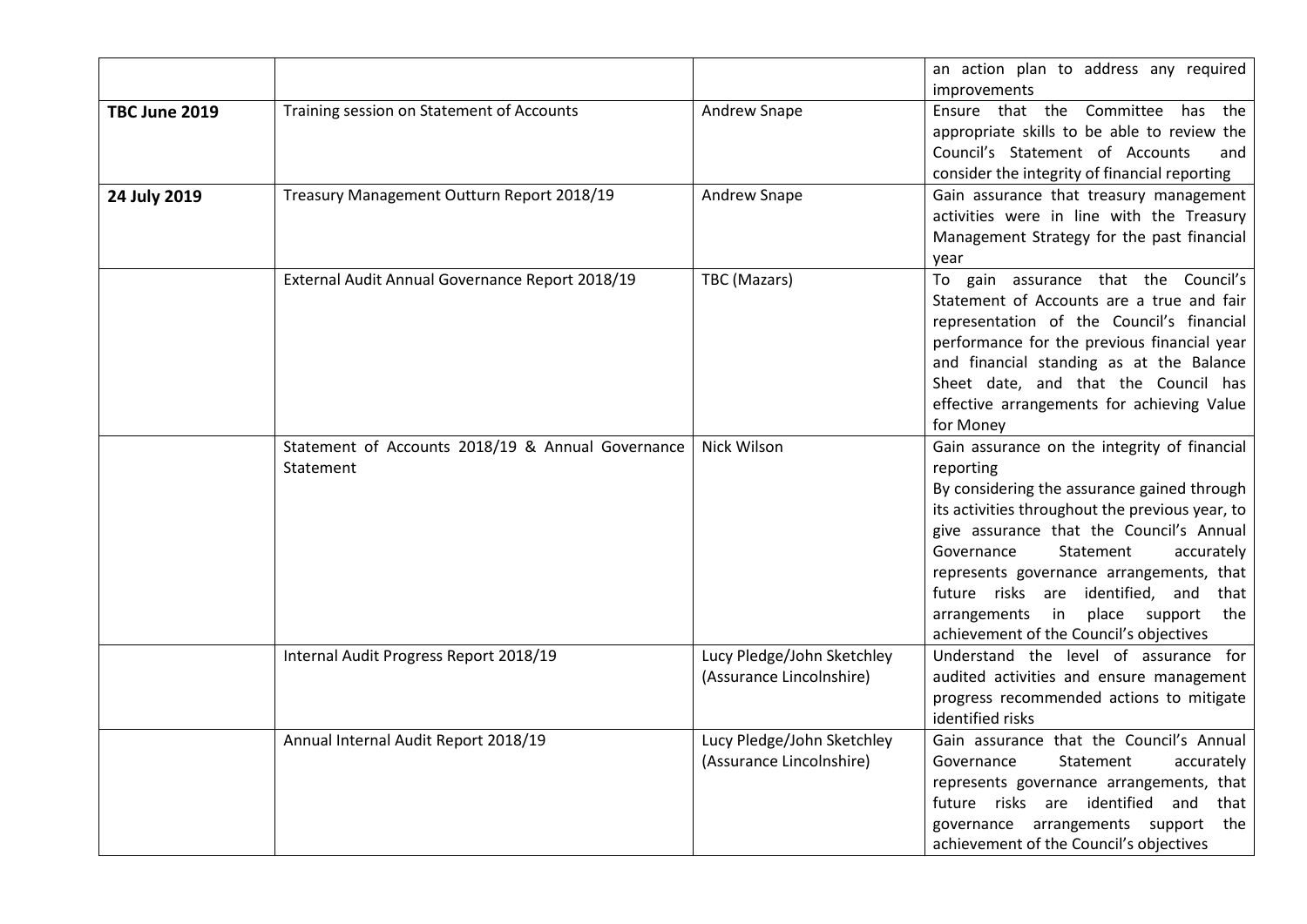| | | | |
|---|---|---|---|
| | | | an action plan to address any required improvements |
| **TBC June 2019** | Training session on Statement of Accounts | Andrew Snape | Ensure that the Committee has the appropriate skills to be able to review the Council's Statement of Accounts and consider the integrity of financial reporting |
| **24 July 2019** | Treasury Management Outturn Report 2018/19 | Andrew Snape | Gain assurance that treasury management activities were in line with the Treasury Management Strategy for the past financial year |
| | External Audit Annual Governance Report 2018/19 | TBC (Mazars) | To gain assurance that the Council's Statement of Accounts are a true and fair representation of the Council's financial performance for the previous financial year and financial standing as at the Balance Sheet date, and that the Council has effective arrangements for achieving Value for Money |
| | Statement of Accounts 2018/19 & Annual Governance Statement | Nick Wilson | Gain assurance on the integrity of financial reporting<br>By considering the assurance gained through its activities throughout the previous year, to give assurance that the Council's Annual Governance Statement accurately represents governance arrangements, that future risks are identified, and that arrangements in place support the achievement of the Council's objectives |
| | Internal Audit Progress Report 2018/19 | Lucy Pledge/John Sketchley (Assurance Lincolnshire) | Understand the level of assurance for audited activities and ensure management progress recommended actions to mitigate identified risks |
| | Annual Internal Audit Report 2018/19 | Lucy Pledge/John Sketchley (Assurance Lincolnshire) | Gain assurance that the Council's Annual Governance Statement accurately represents governance arrangements, that future risks are identified and that governance arrangements support the achievement of the Council's objectives |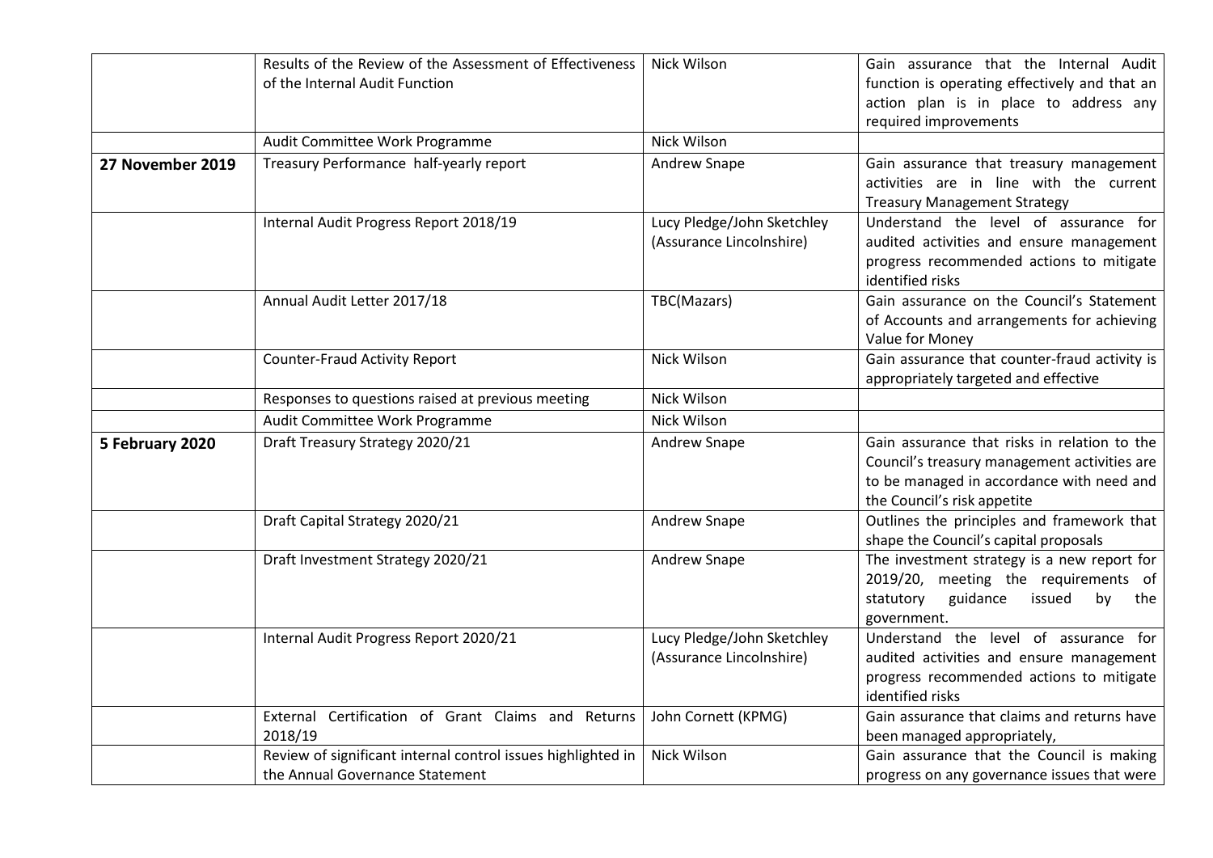| | | | |
|---|---|---|---|
| | Results of the Review of the Assessment of Effectiveness of the Internal Audit Function | Nick Wilson | Gain assurance that the Internal Audit function is operating effectively and that an action plan is in place to address any required improvements |
| | Audit Committee Work Programme | Nick Wilson | |
| **27 November 2019** | Treasury Performance half-yearly report | Andrew Snape | Gain assurance that treasury management activities are in line with the current Treasury Management Strategy |
| | Internal Audit Progress Report 2018/19 | Lucy Pledge/John Sketchley (Assurance Lincolnshire) | Understand the level of assurance for audited activities and ensure management progress recommended actions to mitigate identified risks |
| | Annual Audit Letter 2017/18 | TBC(Mazars) | Gain assurance on the Council's Statement of Accounts and arrangements for achieving Value for Money |
| | Counter-Fraud Activity Report | Nick Wilson | Gain assurance that counter-fraud activity is appropriately targeted and effective |
| | Responses to questions raised at previous meeting | Nick Wilson | |
| | Audit Committee Work Programme | Nick Wilson | |
| **5 February 2020** | Draft Treasury Strategy 2020/21 | Andrew Snape | Gain assurance that risks in relation to the Council's treasury management activities are to be managed in accordance with need and the Council's risk appetite |
| | Draft Capital Strategy 2020/21 | Andrew Snape | Outlines the principles and framework that shape the Council's capital proposals |
| | Draft Investment Strategy 2020/21 | Andrew Snape | The investment strategy is a new report for 2019/20, meeting the requirements of statutory guidance issued by the government. |
| | Internal Audit Progress Report 2020/21 | Lucy Pledge/John Sketchley (Assurance Lincolnshire) | Understand the level of assurance for audited activities and ensure management progress recommended actions to mitigate identified risks |
| | External Certification of Grant Claims and Returns 2018/19 | John Cornett (KPMG) | Gain assurance that claims and returns have been managed appropriately, |
| | Review of significant internal control issues highlighted in the Annual Governance Statement | Nick Wilson | Gain assurance that the Council is making progress on any governance issues that were |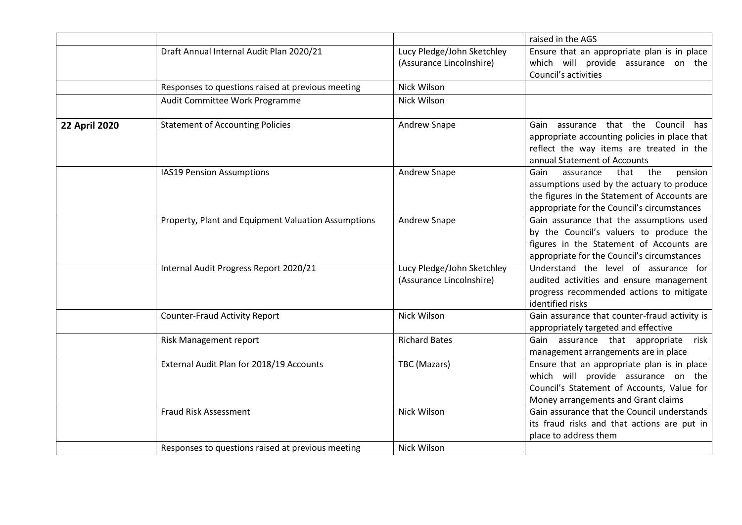| | | | |
|---|---|---|---|
| | | | raised in the AGS |
| | Draft Annual Internal Audit Plan 2020/21 | Lucy Pledge/John Sketchley (Assurance Lincolnshire) | Ensure that an appropriate plan is in place which will provide assurance on the Council's activities |
| | Responses to questions raised at previous meeting | Nick Wilson | |
| | Audit Committee Work Programme | Nick Wilson | |
| **22 April 2020** | Statement of Accounting Policies | Andrew Snape | Gain assurance that the Council has appropriate accounting policies in place that reflect the way items are treated in the annual Statement of Accounts |
| | IAS19 Pension Assumptions | Andrew Snape | Gain assurance that the pension assumptions used by the actuary to produce the figures in the Statement of Accounts are appropriate for the Council's circumstances |
| | Property, Plant and Equipment Valuation Assumptions | Andrew Snape | Gain assurance that the assumptions used by the Council's valuers to produce the figures in the Statement of Accounts are appropriate for the Council's circumstances |
| | Internal Audit Progress Report 2020/21 | Lucy Pledge/John Sketchley (Assurance Lincolnshire) | Understand the level of assurance for audited activities and ensure management progress recommended actions to mitigate identified risks |
| | Counter-Fraud Activity Report | Nick Wilson | Gain assurance that counter-fraud activity is appropriately targeted and effective |
| | Risk Management report | Richard Bates | Gain assurance that appropriate risk management arrangements are in place |
| | External Audit Plan for 2018/19 Accounts | TBC (Mazars) | Ensure that an appropriate plan is in place which will provide assurance on the Council's Statement of Accounts, Value for Money arrangements and Grant claims |
| | Fraud Risk Assessment | Nick Wilson | Gain assurance that the Council understands its fraud risks and that actions are put in place to address them |
| | Responses to questions raised at previous meeting | Nick Wilson | |